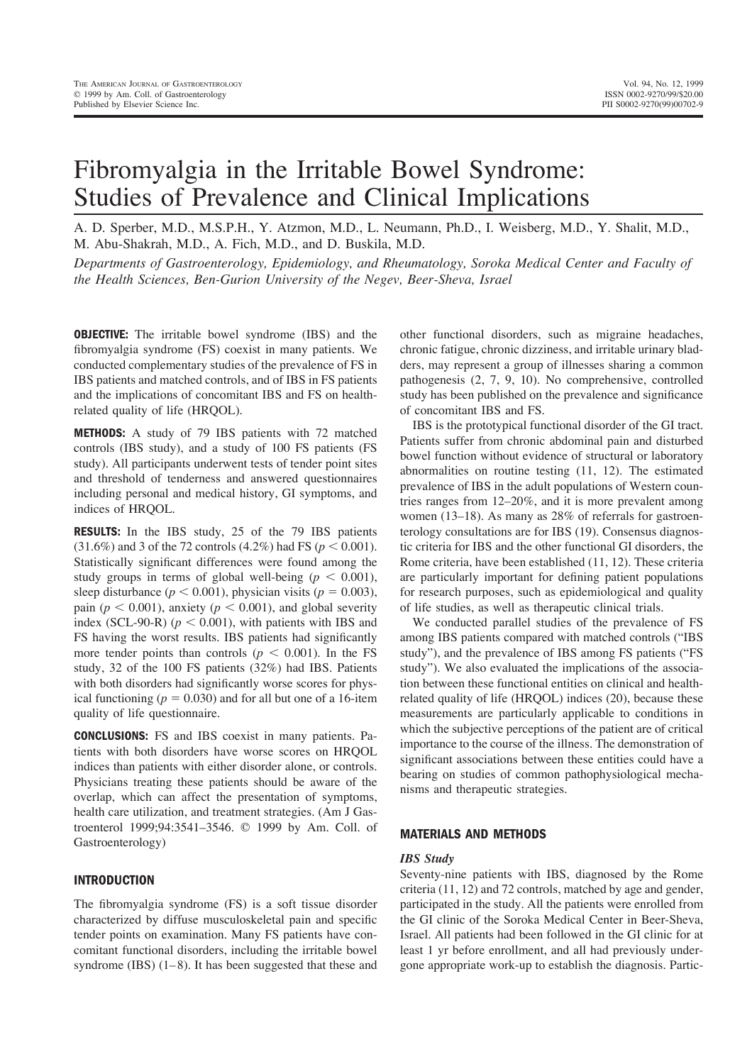# Fibromyalgia in the Irritable Bowel Syndrome: Studies of Prevalence and Clinical Implications

A. D. Sperber, M.D., M.S.P.H., Y. Atzmon, M.D., L. Neumann, Ph.D., I. Weisberg, M.D., Y. Shalit, M.D., M. Abu-Shakrah, M.D., A. Fich, M.D., and D. Buskila, M.D.

*Departments of Gastroenterology, Epidemiology, and Rheumatology, Soroka Medical Center and Faculty of the Health Sciences, Ben-Gurion University of the Negev, Beer-Sheva, Israel*

**OBJECTIVE:** The irritable bowel syndrome (IBS) and the fibromyalgia syndrome (FS) coexist in many patients. We conducted complementary studies of the prevalence of FS in IBS patients and matched controls, and of IBS in FS patients and the implications of concomitant IBS and FS on health-related quality of life (HRQOL).

**METHODS:** A study of 79 IBS patients with 72 matched controls (IBS study), and a study of 100 FS patients (FS study). All participants underwent tests of tender point sites and threshold of tenderness and answered questionnaires including personal and medical history, GI symptoms, and indices of HRQOL.

**RESULTS:** In the IBS study, 25 of the 79 IBS patients (31.6%) and 3 of the 72 controls (4.2%) had FS ($p < 0.001$). Statistically significant differences were found among the study groups in terms of global well-being ($p < 0.001$), sleep disturbance ($p < 0.001$), physician visits ($p = 0.003$), pain ($p < 0.001$), anxiety ($p < 0.001$), and global severity index (SCL-90-R) ($p < 0.001$), with patients with IBS and FS having the worst results. IBS patients had significantly more tender points than controls ($p < 0.001$). In the FS study, 32 of the 100 FS patients (32%) had IBS. Patients with both disorders had significantly worse scores for physical functioning ($p = 0.030$) and for all but one of a 16-item quality of life questionnaire.

**CONCLUSIONS:** FS and IBS coexist in many patients. Patients with both disorders have worse scores on HRQOL indices than patients with either disorder alone, or controls. Physicians treating these patients should be aware of the overlap, which can affect the presentation of symptoms, health care utilization, and treatment strategies. (Am J Gastroenterol 1999;94:3541–3546. © 1999 by Am. Coll. of Gastroenterology)

## INTRODUCTION

The fibromyalgia syndrome (FS) is a soft tissue disorder characterized by diffuse musculoskeletal pain and specific tender points on examination. Many FS patients have concomitant functional disorders, including the irritable bowel syndrome (IBS) (1–8). It has been suggested that these and other functional disorders, such as migraine headaches, chronic fatigue, chronic dizziness, and irritable urinary bladders, may represent a group of illnesses sharing a common pathogenesis (2, 7, 9, 10). No comprehensive, controlled study has been published on the prevalence and significance of concomitant IBS and FS.

IBS is the prototypical functional disorder of the GI tract. Patients suffer from chronic abdominal pain and disturbed bowel function without evidence of structural or laboratory abnormalities on routine testing (11, 12). The estimated prevalence of IBS in the adult populations of Western countries ranges from 12–20%, and it is more prevalent among women (13–18). As many as 28% of referrals for gastroenterology consultations are for IBS (19). Consensus diagnostic criteria for IBS and the other functional GI disorders, the Rome criteria, have been established (11, 12). These criteria are particularly important for defining patient populations for research purposes, such as epidemiological and quality of life studies, as well as therapeutic clinical trials.

We conducted parallel studies of the prevalence of FS among IBS patients compared with matched controls ("IBS study"), and the prevalence of IBS among FS patients ("FS study"). We also evaluated the implications of the association between these functional entities on clinical and health-related quality of life (HRQOL) indices (20), because these measurements are particularly applicable to conditions in which the subjective perceptions of the patient are of critical importance to the course of the illness. The demonstration of significant associations between these entities could have a bearing on studies of common pathophysiological mechanisms and therapeutic strategies.

## MATERIALS AND METHODS

### *IBS Study*

Seventy-nine patients with IBS, diagnosed by the Rome criteria (11, 12) and 72 controls, matched by age and gender, participated in the study. All the patients were enrolled from the GI clinic of the Soroka Medical Center in Beer-Sheva, Israel. All patients had been followed in the GI clinic for at least 1 yr before enrollment, and all had previously undergone appropriate work-up to establish the diagnosis. Partic-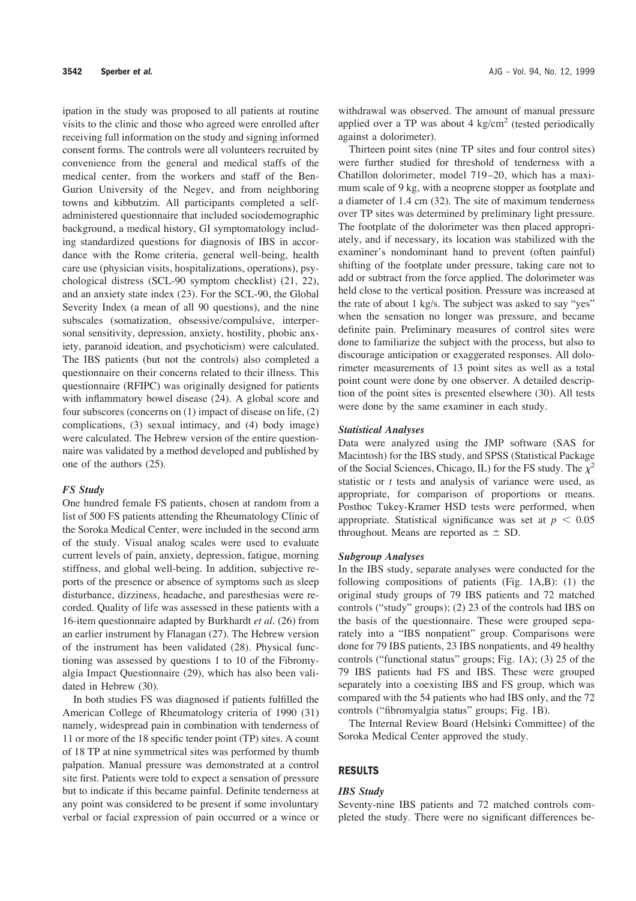ipation in the study was proposed to all patients at routine visits to the clinic and those who agreed were enrolled after receiving full information on the study and signing informed consent forms. The controls were all volunteers recruited by convenience from the general and medical staffs of the medical center, from the workers and staff of the Ben-Gurion University of the Negev, and from neighboring towns and kibbutzim. All participants completed a self-administered questionnaire that included sociodemographic background, a medical history, GI symptomatology including standardized questions for diagnosis of IBS in accordance with the Rome criteria, general well-being, health care use (physician visits, hospitalizations, operations), psychological distress (SCL-90 symptom checklist) (21, 22), and an anxiety state index (23). For the SCL-90, the Global Severity Index (a mean of all 90 questions), and the nine subscales (somatization, obsessive/compulsive, interpersonal sensitivity, depression, anxiety, hostility, phobic anxiety, paranoid ideation, and psychoticism) were calculated. The IBS patients (but not the controls) also completed a questionnaire on their concerns related to their illness. This questionnaire (RFIPC) was originally designed for patients with inflammatory bowel disease (24). A global score and four subscores (concerns on (1) impact of disease on life, (2) complications, (3) sexual intimacy, and (4) body image) were calculated. The Hebrew version of the entire questionnaire was validated by a method developed and published by one of the authors (25).

### *FS Study*

One hundred female FS patients, chosen at random from a list of 500 FS patients attending the Rheumatology Clinic of the Soroka Medical Center, were included in the second arm of the study. Visual analog scales were used to evaluate current levels of pain, anxiety, depression, fatigue, morning stiffness, and global well-being. In addition, subjective reports of the presence or absence of symptoms such as sleep disturbance, dizziness, headache, and paresthesias were recorded. Quality of life was assessed in these patients with a 16-item questionnaire adapted by Burkhardt *et al*. (26) from an earlier instrument by Flanagan (27). The Hebrew version of the instrument has been validated (28). Physical functioning was assessed by questions 1 to 10 of the Fibromyalgia Impact Questionnaire (29), which has also been validated in Hebrew (30).

In both studies FS was diagnosed if patients fulfilled the American College of Rheumatology criteria of 1990 (31) namely, widespread pain in combination with tenderness of 11 or more of the 18 specific tender point (TP) sites. A count of 18 TP at nine symmetrical sites was performed by thumb palpation. Manual pressure was demonstrated at a control site first. Patients were told to expect a sensation of pressure but to indicate if this became painful. Definite tenderness at any point was considered to be present if some involuntary verbal or facial expression of pain occurred or a wince or withdrawal was observed. The amount of manual pressure applied over a TP was about 4 kg/cm$^2$ (tested periodically against a dolorimeter).

Thirteen point sites (nine TP sites and four control sites) were further studied for threshold of tenderness with a Chatillon dolorimeter, model 719–20, which has a maximum scale of 9 kg, with a neoprene stopper as footplate and a diameter of 1.4 cm (32). The site of maximum tenderness over TP sites was determined by preliminary light pressure. The footplate of the dolorimeter was then placed appropriately, and if necessary, its location was stabilized with the examiner's nondominant hand to prevent (often painful) shifting of the footplate under pressure, taking care not to add or subtract from the force applied. The dolorimeter was held close to the vertical position. Pressure was increased at the rate of about 1 kg/s. The subject was asked to say "yes" when the sensation no longer was pressure, and became definite pain. Preliminary measures of control sites were done to familiarize the subject with the process, but also to discourage anticipation or exaggerated responses. All dolorimeter measurements of 13 point sites as well as a total point count were done by one observer. A detailed description of the point sites is presented elsewhere (30). All tests were done by the same examiner in each study.

### *Statistical Analyses*

Data were analyzed using the JMP software (SAS for Macintosh) for the IBS study, and SPSS (Statistical Package of the Social Sciences, Chicago, IL) for the FS study. The $\chi^2$ statistic or *t* tests and analysis of variance were used, as appropriate, for comparison of proportions or means. Posthoc Tukey-Kramer HSD tests were performed, when appropriate. Statistical significance was set at $p < 0.05$ throughout. Means are reported as $\pm$ SD.

### *Subgroup Analyses*

In the IBS study, separate analyses were conducted for the following compositions of patients (Fig. 1A,B): (1) the original study groups of 79 IBS patients and 72 matched controls ("study" groups); (2) 23 of the controls had IBS on the basis of the questionnaire. These were grouped separately into a "IBS nonpatient" group. Comparisons were done for 79 IBS patients, 23 IBS nonpatients, and 49 healthy controls ("functional status" groups; Fig. 1A); (3) 25 of the 79 IBS patients had FS and IBS. These were grouped separately into a coexisting IBS and FS group, which was compared with the 54 patients who had IBS only, and the 72 controls ("fibromyalgia status" groups; Fig. 1B).

The Internal Review Board (Helsinki Committee) of the Soroka Medical Center approved the study.

## RESULTS

### *IBS Study*

Seventy-nine IBS patients and 72 matched controls completed the study. There were no significant differences be-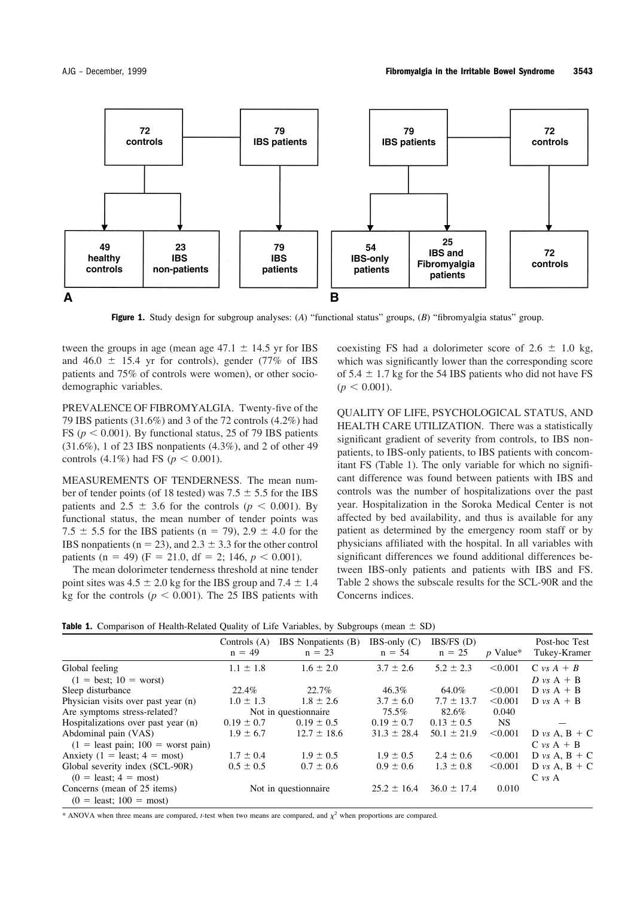Figure 1. Study design for subgroup analyses: (*A*) "functional status" groups, (*B*) "fibromyalgia status" group.

tween the groups in age (mean age 47.1 ± 14.5 yr for IBS and 46.0 ± 15.4 yr for controls), gender (77% of IBS patients and 75% of controls were women), or other sociodemographic variables.

PREVALENCE OF FIBROMYALGIA. Twenty-five of the 79 IBS patients (31.6%) and 3 of the 72 controls (4.2%) had FS ($p < 0.001$). By functional status, 25 of 79 IBS patients (31.6%), 1 of 23 IBS nonpatients (4.3%), and 2 of other 49 controls (4.1%) had FS ($p < 0.001$).

MEASUREMENTS OF TENDERNESS. The mean number of tender points (of 18 tested) was 7.5 ± 5.5 for the IBS patients and 2.5 ± 3.6 for the controls ($p < 0.001$). By functional status, the mean number of tender points was 7.5 ± 5.5 for the IBS patients (n = 79), 2.9 ± 4.0 for the IBS nonpatients (n = 23), and 2.3 ± 3.3 for the other control patients (n = 49) (F = 21.0, df = 2; 146, $p < 0.001$).

The mean dolorimeter tenderness threshold at nine tender point sites was 4.5 ± 2.0 kg for the IBS group and 7.4 ± 1.4 kg for the controls ($p < 0.001$). The 25 IBS patients with coexisting FS had a dolorimeter score of 2.6 ± 1.0 kg, which was significantly lower than the corresponding score of 5.4 ± 1.7 kg for the 54 IBS patients who did not have FS ($p < 0.001$).

QUALITY OF LIFE, PSYCHOLOGICAL STATUS, AND HEALTH CARE UTILIZATION. There was a statistically significant gradient of severity from controls, to IBS nonpatients, to IBS-only patients, to IBS patients with concomitant FS (Table 1). The only variable for which no significant difference was found between patients with IBS and controls was the number of hospitalizations over the past year. Hospitalization in the Soroka Medical Center is not affected by bed availability, and thus is available for any patient as determined by the emergency room staff or by physicians affiliated with the hospital. In all variables with significant differences we found additional differences between IBS-only patients and patients with IBS and FS. Table 2 shows the subscale results for the SCL-90R and the Concerns indices.

**Table 1.** Comparison of Health-Related Quality of Life Variables, by Subgroups (mean ± SD)

| | Controls (A) n = 49 | IBS Nonpatients (B) n = 23 | IBS-only (C) n = 54 | IBS/FS (D) n = 25 | *p* Value* | Post-hoc Test Tukey-Kramer |
|---|---|---|---|---|---|---|
| Global feeling (1 = best; 10 = worst) | 1.1 ± 1.8 | 1.6 ± 2.0 | 3.7 ± 2.6 | 5.2 ± 2.3 | <0.001 | C *vs* A + B; D *vs* A + B |
| Sleep disturbance | 22.4% | 22.7% | 46.3% | 64.0% | <0.001 | D *vs* A + B |
| Physician visits over past year (n) | 1.0 ± 1.3 | 1.8 ± 2.6 | 3.7 ± 6.0 | 7.7 ± 13.7 | <0.001 | D *vs* A + B |
| Are symptoms stress-related? | Not in questionnaire | | 75.5% | 82.6% | 0.040 | |
| Hospitalizations over past year (n) | 0.19 ± 0.7 | 0.19 ± 0.5 | 0.19 ± 0.7 | 0.13 ± 0.5 | NS | — |
| Abdominal pain (VAS) (1 = least pain; 100 = worst pain) | 1.9 ± 6.7 | 12.7 ± 18.6 | 31.3 ± 28.4 | 50.1 ± 21.9 | <0.001 | D *vs* A, B + C; C *vs* A + B |
| Anxiety (1 = least; 4 = most) | 1.7 ± 0.4 | 1.9 ± 0.5 | 1.9 ± 0.5 | 2.4 ± 0.6 | <0.001 | D *vs* A, B + C |
| Global severity index (SCL-90R) (0 = least; 4 = most) | 0.5 ± 0.5 | 0.7 ± 0.6 | 0.9 ± 0.6 | 1.3 ± 0.8 | <0.001 | D *vs* A, B + C; C *vs* A |
| Concerns (mean of 25 items) (0 = least; 100 = most) | Not in questionnaire | | 25.2 ± 16.4 | 36.0 ± 17.4 | 0.010 | |

\* ANOVA when three means are compared, *t*-test when two means are compared, and $\chi^2$ when proportions are compared.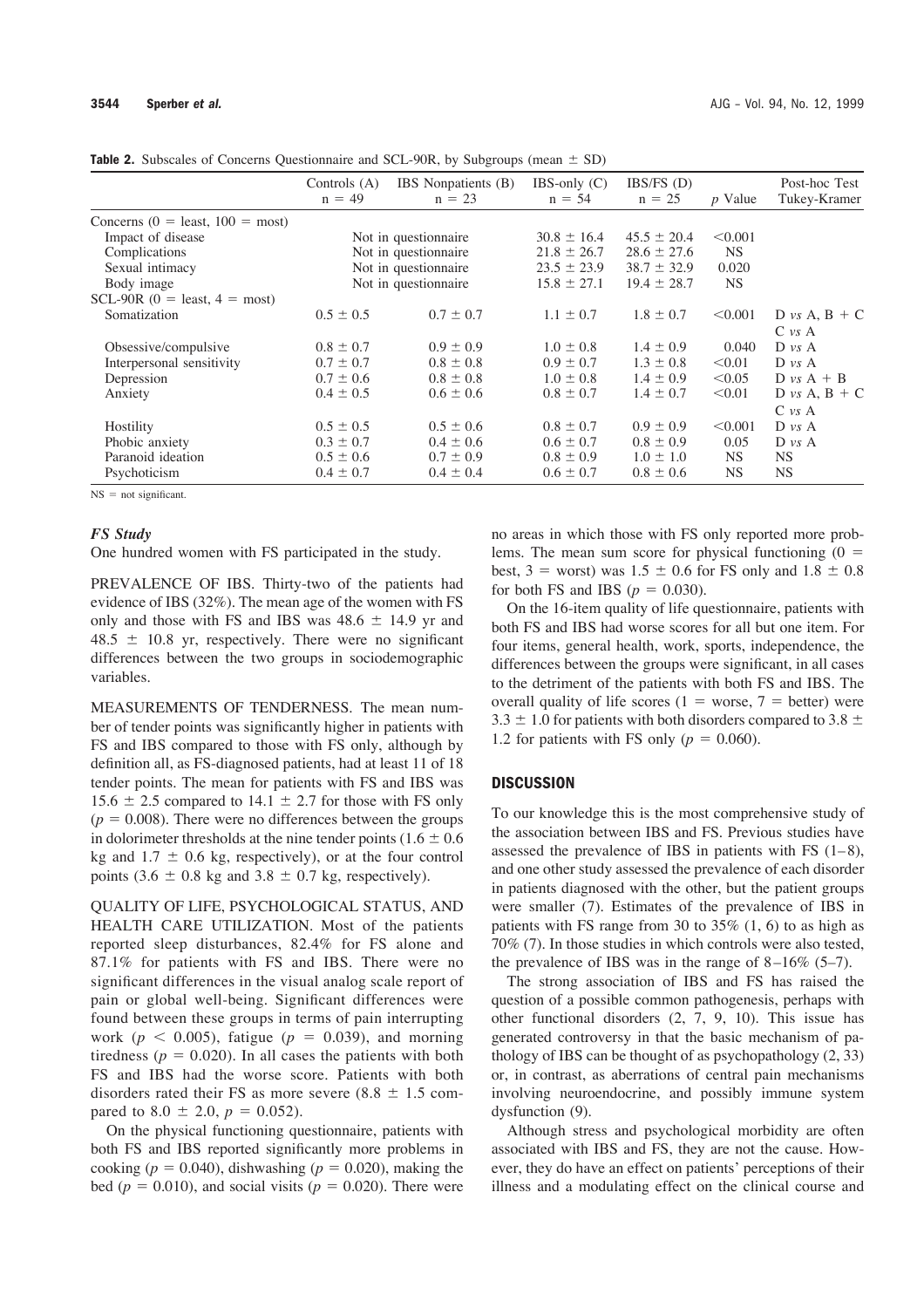**Table 2.** Subscales of Concerns Questionnaire and SCL-90R, by Subgroups (mean ± SD)

| | Controls (A) n = 49 | IBS Nonpatients (B) n = 23 | IBS-only (C) n = 54 | IBS/FS (D) n = 25 | *p* Value | Post-hoc Test Tukey-Kramer |
|---|---|---|---|---|---|---|
| Concerns (0 = least, 100 = most) | | | | | | |
| Impact of disease | Not in questionnaire | | 30.8 ± 16.4 | 45.5 ± 20.4 | <0.001 | |
| Complications | Not in questionnaire | | 21.8 ± 26.7 | 28.6 ± 27.6 | NS | |
| Sexual intimacy | Not in questionnaire | | 23.5 ± 23.9 | 38.7 ± 32.9 | 0.020 | |
| Body image | Not in questionnaire | | 15.8 ± 27.1 | 19.4 ± 28.7 | NS | |
| SCL-90R (0 = least, 4 = most) | | | | | | |
| Somatization | 0.5 ± 0.5 | 0.7 ± 0.7 | 1.1 ± 0.7 | 1.8 ± 0.7 | <0.001 | D *vs* A, B + C<br>C *vs* A |
| Obsessive/compulsive | 0.8 ± 0.7 | 0.9 ± 0.9 | 1.0 ± 0.8 | 1.4 ± 0.9 | 0.040 | D *vs* A |
| Interpersonal sensitivity | 0.7 ± 0.7 | 0.8 ± 0.8 | 0.9 ± 0.7 | 1.3 ± 0.8 | <0.01 | D *vs* A |
| Depression | 0.7 ± 0.6 | 0.8 ± 0.8 | 1.0 ± 0.8 | 1.4 ± 0.9 | <0.05 | D *vs* A + B |
| Anxiety | 0.4 ± 0.5 | 0.6 ± 0.6 | 0.8 ± 0.7 | 1.4 ± 0.7 | <0.01 | D *vs* A, B + C<br>C *vs* A |
| Hostility | 0.5 ± 0.5 | 0.5 ± 0.6 | 0.8 ± 0.7 | 0.9 ± 0.9 | <0.001 | D *vs* A |
| Phobic anxiety | 0.3 ± 0.7 | 0.4 ± 0.6 | 0.6 ± 0.7 | 0.8 ± 0.9 | 0.05 | D *vs* A |
| Paranoid ideation | 0.5 ± 0.6 | 0.7 ± 0.9 | 0.8 ± 0.9 | 1.0 ± 1.0 | NS | NS |
| Psychoticism | 0.4 ± 0.7 | 0.4 ± 0.4 | 0.6 ± 0.7 | 0.8 ± 0.6 | NS | NS |

NS = not significant.

### *FS Study*

One hundred women with FS participated in the study.

PREVALENCE OF IBS. Thirty-two of the patients had evidence of IBS (32%). The mean age of the women with FS only and those with FS and IBS was 48.6 ± 14.9 yr and 48.5 ± 10.8 yr, respectively. There were no significant differences between the two groups in sociodemographic variables.

MEASUREMENTS OF TENDERNESS. The mean number of tender points was significantly higher in patients with FS and IBS compared to those with FS only, although by definition all, as FS-diagnosed patients, had at least 11 of 18 tender points. The mean for patients with FS and IBS was 15.6 ± 2.5 compared to 14.1 ± 2.7 for those with FS only ($p = 0.008$). There were no differences between the groups in dolorimeter thresholds at the nine tender points (1.6 ± 0.6 kg and 1.7 ± 0.6 kg, respectively), or at the four control points (3.6 ± 0.8 kg and 3.8 ± 0.7 kg, respectively).

QUALITY OF LIFE, PSYCHOLOGICAL STATUS, AND HEALTH CARE UTILIZATION. Most of the patients reported sleep disturbances, 82.4% for FS alone and 87.1% for patients with FS and IBS. There were no significant differences in the visual analog scale report of pain or global well-being. Significant differences were found between these groups in terms of pain interrupting work ($p < 0.005$), fatigue ($p = 0.039$), and morning tiredness ($p = 0.020$). In all cases the patients with both FS and IBS had the worse score. Patients with both disorders rated their FS as more severe (8.8 ± 1.5 compared to 8.0 ± 2.0, $p = 0.052$).

On the physical functioning questionnaire, patients with both FS and IBS reported significantly more problems in cooking ($p = 0.040$), dishwashing ($p = 0.020$), making the bed ($p = 0.010$), and social visits ($p = 0.020$). There were no areas in which those with FS only reported more problems. The mean sum score for physical functioning (0 = best, 3 = worst) was 1.5 ± 0.6 for FS only and 1.8 ± 0.8 for both FS and IBS ($p = 0.030$).

On the 16-item quality of life questionnaire, patients with both FS and IBS had worse scores for all but one item. For four items, general health, work, sports, independence, the differences between the groups were significant, in all cases to the detriment of the patients with both FS and IBS. The overall quality of life scores (1 = worse, 7 = better) were 3.3 ± 1.0 for patients with both disorders compared to 3.8 ± 1.2 for patients with FS only ($p = 0.060$).

## DISCUSSION

To our knowledge this is the most comprehensive study of the association between IBS and FS. Previous studies have assessed the prevalence of IBS in patients with FS (1–8), and one other study assessed the prevalence of each disorder in patients diagnosed with the other, but the patient groups were smaller (7). Estimates of the prevalence of IBS in patients with FS range from 30 to 35% (1, 6) to as high as 70% (7). In those studies in which controls were also tested, the prevalence of IBS was in the range of 8–16% (5–7).

The strong association of IBS and FS has raised the question of a possible common pathogenesis, perhaps with other functional disorders (2, 7, 9, 10). This issue has generated controversy in that the basic mechanism of pathology of IBS can be thought of as psychopathology (2, 33) or, in contrast, as aberrations of central pain mechanisms involving neuroendocrine, and possibly immune system dysfunction (9).

Although stress and psychological morbidity are often associated with IBS and FS, they are not the cause. However, they do have an effect on patients' perceptions of their illness and a modulating effect on the clinical course and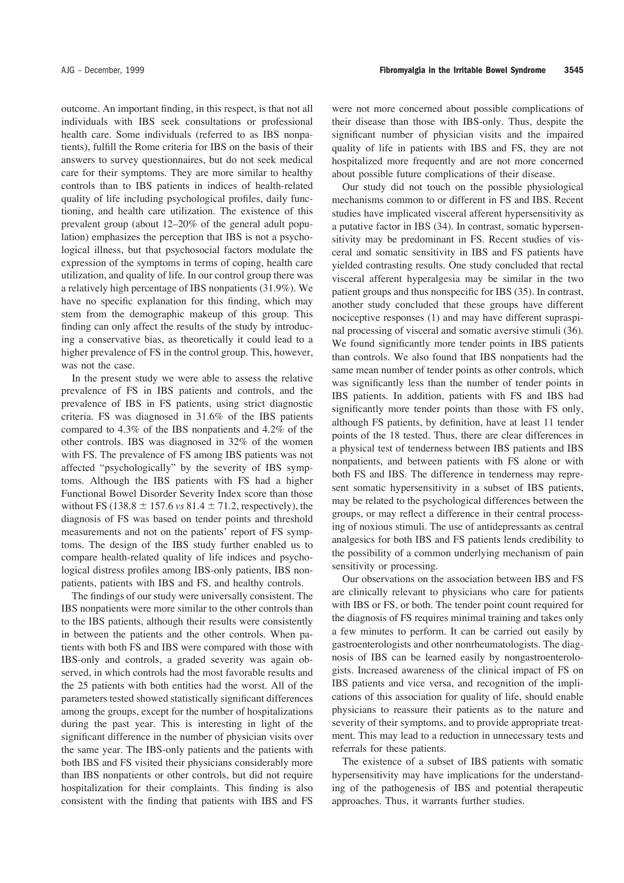outcome. An important finding, in this respect, is that not all individuals with IBS seek consultations or professional health care. Some individuals (referred to as IBS nonpatients), fulfill the Rome criteria for IBS on the basis of their answers to survey questionnaires, but do not seek medical care for their symptoms. They are more similar to healthy controls than to IBS patients in indices of health-related quality of life including psychological profiles, daily functioning, and health care utilization. The existence of this prevalent group (about 12–20% of the general adult population) emphasizes the perception that IBS is not a psychological illness, but that psychosocial factors modulate the expression of the symptoms in terms of coping, health care utilization, and quality of life. In our control group there was a relatively high percentage of IBS nonpatients (31.9%). We have no specific explanation for this finding, which may stem from the demographic makeup of this group. This finding can only affect the results of the study by introducing a conservative bias, as theoretically it could lead to a higher prevalence of FS in the control group. This, however, was not the case.

In the present study we were able to assess the relative prevalence of FS in IBS patients and controls, and the prevalence of IBS in FS patients, using strict diagnostic criteria. FS was diagnosed in 31.6% of the IBS patients compared to 4.3% of the IBS nonpatients and 4.2% of the other controls. IBS was diagnosed in 32% of the women with FS. The prevalence of FS among IBS patients was not affected "psychologically" by the severity of IBS symptoms. Although the IBS patients with FS had a higher Functional Bowel Disorder Severity Index score than those without FS ($138.8 \pm 157.6$ *vs* $81.4 \pm 71.2$, respectively), the diagnosis of FS was based on tender points and threshold measurements and not on the patients' report of FS symptoms. The design of the IBS study further enabled us to compare health-related quality of life indices and psychological distress profiles among IBS-only patients, IBS nonpatients, patients with IBS and FS, and healthy controls.

The findings of our study were universally consistent. The IBS nonpatients were more similar to the other controls than to the IBS patients, although their results were consistently in between the patients and the other controls. When patients with both FS and IBS were compared with those with IBS-only and controls, a graded severity was again observed, in which controls had the most favorable results and the 25 patients with both entities had the worst. All of the parameters tested showed statistically significant differences among the groups, except for the number of hospitalizations during the past year. This is interesting in light of the significant difference in the number of physician visits over the same year. The IBS-only patients and the patients with both IBS and FS visited their physicians considerably more than IBS nonpatients or other controls, but did not require hospitalization for their complaints. This finding is also consistent with the finding that patients with IBS and FS were not more concerned about possible complications of their disease than those with IBS-only. Thus, despite the significant number of physician visits and the impaired quality of life in patients with IBS and FS, they are not hospitalized more frequently and are not more concerned about possible future complications of their disease.

Our study did not touch on the possible physiological mechanisms common to or different in FS and IBS. Recent studies have implicated visceral afferent hypersensitivity as a putative factor in IBS (34). In contrast, somatic hypersensitivity may be predominant in FS. Recent studies of visceral and somatic sensitivity in IBS and FS patients have yielded contrasting results. One study concluded that rectal visceral afferent hyperalgesia may be similar in the two patient groups and thus nonspecific for IBS (35). In contrast, another study concluded that these groups have different nociceptive responses (1) and may have different supraspinal processing of visceral and somatic aversive stimuli (36). We found significantly more tender points in IBS patients than controls. We also found that IBS nonpatients had the same mean number of tender points as other controls, which was significantly less than the number of tender points in IBS patients. In addition, patients with FS and IBS had significantly more tender points than those with FS only, although FS patients, by definition, have at least 11 tender points of the 18 tested. Thus, there are clear differences in a physical test of tenderness between IBS patients and IBS nonpatients, and between patients with FS alone or with both FS and IBS. The difference in tenderness may represent somatic hypersensitivity in a subset of IBS patients, may be related to the psychological differences between the groups, or may reflect a difference in their central processing of noxious stimuli. The use of antidepressants as central analgesics for both IBS and FS patients lends credibility to the possibility of a common underlying mechanism of pain sensitivity or processing.

Our observations on the association between IBS and FS are clinically relevant to physicians who care for patients with IBS or FS, or both. The tender point count required for the diagnosis of FS requires minimal training and takes only a few minutes to perform. It can be carried out easily by gastroenterologists and other nonrheumatologists. The diagnosis of IBS can be learned easily by nongastroenterologists. Increased awareness of the clinical impact of FS on IBS patients and vice versa, and recognition of the implications of this association for quality of life, should enable physicians to reassure their patients as to the nature and severity of their symptoms, and to provide appropriate treatment. This may lead to a reduction in unnecessary tests and referrals for these patients.

The existence of a subset of IBS patients with somatic hypersensitivity may have implications for the understanding of the pathogenesis of IBS and potential therapeutic approaches. Thus, it warrants further studies.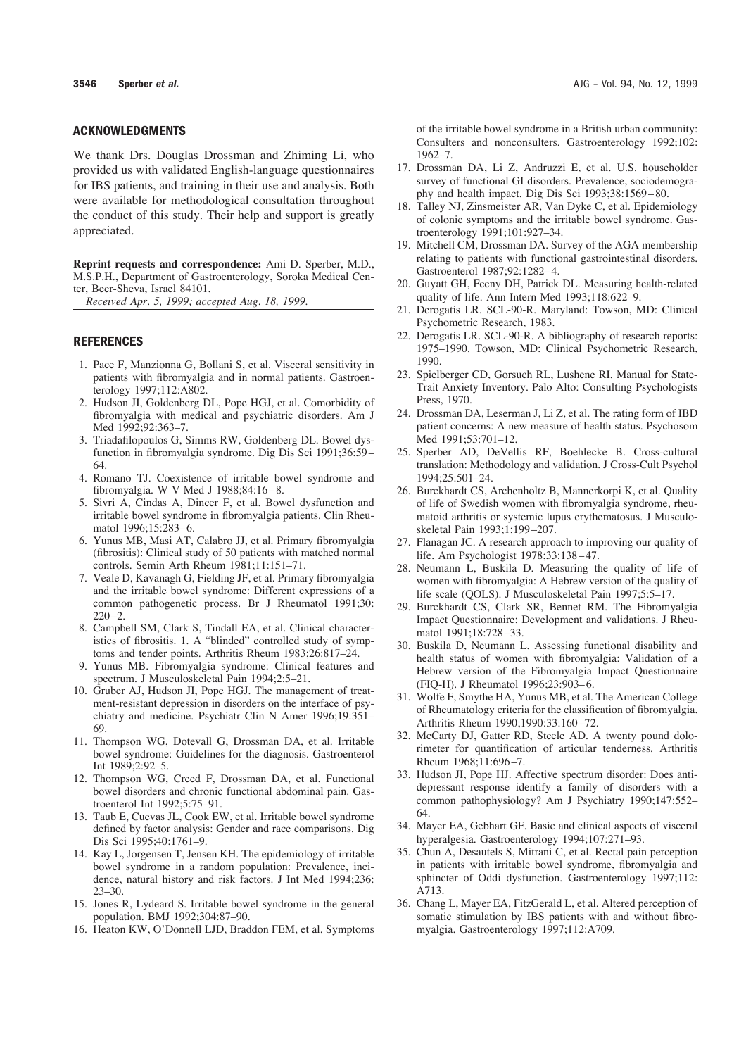## ACKNOWLEDGMENTS

We thank Drs. Douglas Drossman and Zhiming Li, who provided us with validated English-language questionnaires for IBS patients, and training in their use and analysis. Both were available for methodological consultation throughout the conduct of this study. Their help and support is greatly appreciated.

**Reprint requests and correspondence:** Ami D. Sperber, M.D., M.S.P.H., Department of Gastroenterology, Soroka Medical Center, Beer-Sheva, Israel 84101.

*Received Apr. 5, 1999; accepted Aug. 18, 1999.*

## REFERENCES

1. Pace F, Manzionna G, Bollani S, et al. Visceral sensitivity in patients with fibromyalgia and in normal patients. Gastroenterology 1997;112:A802.
2. Hudson JI, Goldenberg DL, Pope HGJ, et al. Comorbidity of fibromyalgia with medical and psychiatric disorders. Am J Med 1992;92:363–7.
3. Triadafilopoulos G, Simms RW, Goldenberg DL. Bowel dysfunction in fibromyalgia syndrome. Dig Dis Sci 1991;36:59–64.
4. Romano TJ. Coexistence of irritable bowel syndrome and fibromyalgia. W V Med J 1988;84:16–8.
5. Sivri A, Cindas A, Dincer F, et al. Bowel dysfunction and irritable bowel syndrome in fibromyalgia patients. Clin Rheumatol 1996;15:283–6.
6. Yunus MB, Masi AT, Calabro JJ, et al. Primary fibromyalgia (fibrositis): Clinical study of 50 patients with matched normal controls. Semin Arth Rheum 1981;11:151–71.
7. Veale D, Kavanagh G, Fielding JF, et al. Primary fibromyalgia and the irritable bowel syndrome: Different expressions of a common pathogenetic process. Br J Rheumatol 1991;30: 220–2.
8. Campbell SM, Clark S, Tindall EA, et al. Clinical characteristics of fibrositis. 1. A "blinded" controlled study of symptoms and tender points. Arthritis Rheum 1983;26:817–24.
9. Yunus MB. Fibromyalgia syndrome: Clinical features and spectrum. J Musculoskeletal Pain 1994;2:5–21.
10. Gruber AJ, Hudson JI, Pope HGJ. The management of treatment-resistant depression in disorders on the interface of psychiatry and medicine. Psychiatr Clin N Amer 1996;19:351–69.
11. Thompson WG, Dotevall G, Drossman DA, et al. Irritable bowel syndrome: Guidelines for the diagnosis. Gastroenterol Int 1989;2:92–5.
12. Thompson WG, Creed F, Drossman DA, et al. Functional bowel disorders and chronic functional abdominal pain. Gastroenterol Int 1992;5:75–91.
13. Taub E, Cuevas JL, Cook EW, et al. Irritable bowel syndrome defined by factor analysis: Gender and race comparisons. Dig Dis Sci 1995;40:1761–9.
14. Kay L, Jorgensen T, Jensen KH. The epidemiology of irritable bowel syndrome in a random population: Prevalence, incidence, natural history and risk factors. J Int Med 1994;236: 23–30.
15. Jones R, Lydeard S. Irritable bowel syndrome in the general population. BMJ 1992;304:87–90.
16. Heaton KW, O'Donnell LJD, Braddon FEM, et al. Symptoms of the irritable bowel syndrome in a British urban community: Consulters and nonconsulters. Gastroenterology 1992;102: 1962–7.
17. Drossman DA, Li Z, Andruzzi E, et al. U.S. householder survey of functional GI disorders. Prevalence, sociodemography and health impact. Dig Dis Sci 1993;38:1569–80.
18. Talley NJ, Zinsmeister AR, Van Dyke C, et al. Epidemiology of colonic symptoms and the irritable bowel syndrome. Gastroenterology 1991;101:927–34.
19. Mitchell CM, Drossman DA. Survey of the AGA membership relating to patients with functional gastrointestinal disorders. Gastroenterol 1987;92:1282–4.
20. Guyatt GH, Feeny DH, Patrick DL. Measuring health-related quality of life. Ann Intern Med 1993;118:622–9.
21. Derogatis LR. SCL-90-R. Maryland: Towson, MD: Clinical Psychometric Research, 1983.
22. Derogatis LR. SCL-90-R. A bibliography of research reports: 1975–1990. Towson, MD: Clinical Psychometric Research, 1990.
23. Spielberger CD, Gorsuch RL, Lushene RI. Manual for State-Trait Anxiety Inventory. Palo Alto: Consulting Psychologists Press, 1970.
24. Drossman DA, Leserman J, Li Z, et al. The rating form of IBD patient concerns: A new measure of health status. Psychosom Med 1991;53:701–12.
25. Sperber AD, DeVellis RF, Boehlecke B. Cross-cultural translation: Methodology and validation. J Cross-Cult Psychol 1994;25:501–24.
26. Burckhardt CS, Archenholtz B, Mannerkorpi K, et al. Quality of life of Swedish women with fibromyalgia syndrome, rheumatoid arthritis or systemic lupus erythematosus. J Musculoskeletal Pain 1993;1:199–207.
27. Flanagan JC. A research approach to improving our quality of life. Am Psychologist 1978;33:138–47.
28. Neumann L, Buskila D. Measuring the quality of life of women with fibromyalgia: A Hebrew version of the quality of life scale (QOLS). J Musculoskeletal Pain 1997;5:5–17.
29. Burckhardt CS, Clark SR, Bennet RM. The Fibromyalgia Impact Questionnaire: Development and validations. J Rheumatol 1991;18:728–33.
30. Buskila D, Neumann L. Assessing functional disability and health status of women with fibromyalgia: Validation of a Hebrew version of the Fibromyalgia Impact Questionnaire (FIQ-H). J Rheumatol 1996;23:903–6.
31. Wolfe F, Smythe HA, Yunus MB, et al. The American College of Rheumatology criteria for the classification of fibromyalgia. Arthritis Rheum 1990;1990:33:160–72.
32. McCarty DJ, Gatter RD, Steele AD. A twenty pound dolorimeter for quantification of articular tenderness. Arthritis Rheum 1968;11:696–7.
33. Hudson JI, Pope HJ. Affective spectrum disorder: Does antidepressant response identify a family of disorders with a common pathophysiology? Am J Psychiatry 1990;147:552–64.
34. Mayer EA, Gebhart GF. Basic and clinical aspects of visceral hyperalgesia. Gastroenterology 1994;107:271–93.
35. Chun A, Desautels S, Mitrani C, et al. Rectal pain perception in patients with irritable bowel syndrome, fibromyalgia and sphincter of Oddi dysfunction. Gastroenterology 1997;112: A713.
36. Chang L, Mayer EA, FitzGerald L, et al. Altered perception of somatic stimulation by IBS patients with and without fibromyalgia. Gastroenterology 1997;112:A709.